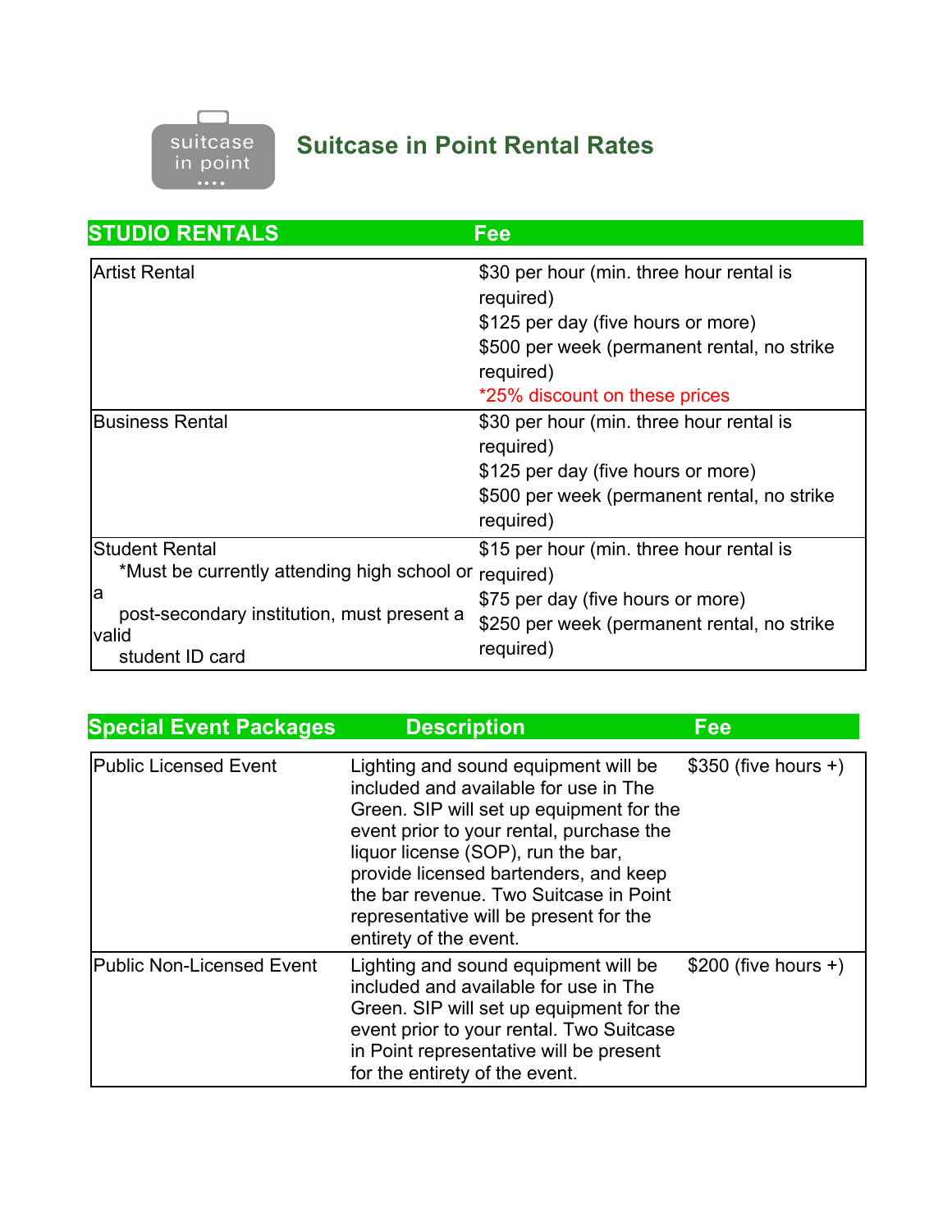# Suitcase in Point Rental Rates

| STUDIO RENTALS | Fee |
|---|---|
| Artist Rental | $30 per hour (min. three hour rental is required)<br>$125 per day (five hours or more)<br>$500 per week (permanent rental, no strike required)<br>*25% discount on these prices |
| Business Rental | $30 per hour (min. three hour rental is required)<br>$125 per day (five hours or more)<br>$500 per week (permanent rental, no strike required) |
| Student Rental<br>*Must be currently attending high school or a post-secondary institution, must present a valid student ID card | $15 per hour (min. three hour rental is required)<br>$75 per day (five hours or more)<br>$250 per week (permanent rental, no strike required) |

| Special Event Packages | Description | Fee |
|---|---|---|
| Public Licensed Event | Lighting and sound equipment will be included and available for use in The Green. SIP will set up equipment for the event prior to your rental, purchase the liquor license (SOP), run the bar, provide licensed bartenders, and keep the bar revenue. Two Suitcase in Point representative will be present for the entirety of the event. | $350 (five hours +) |
| Public Non-Licensed Event | Lighting and sound equipment will be included and available for use in The Green. SIP will set up equipment for the event prior to your rental. Two Suitcase in Point representative will be present for the entirety of the event. | $200 (five hours +) |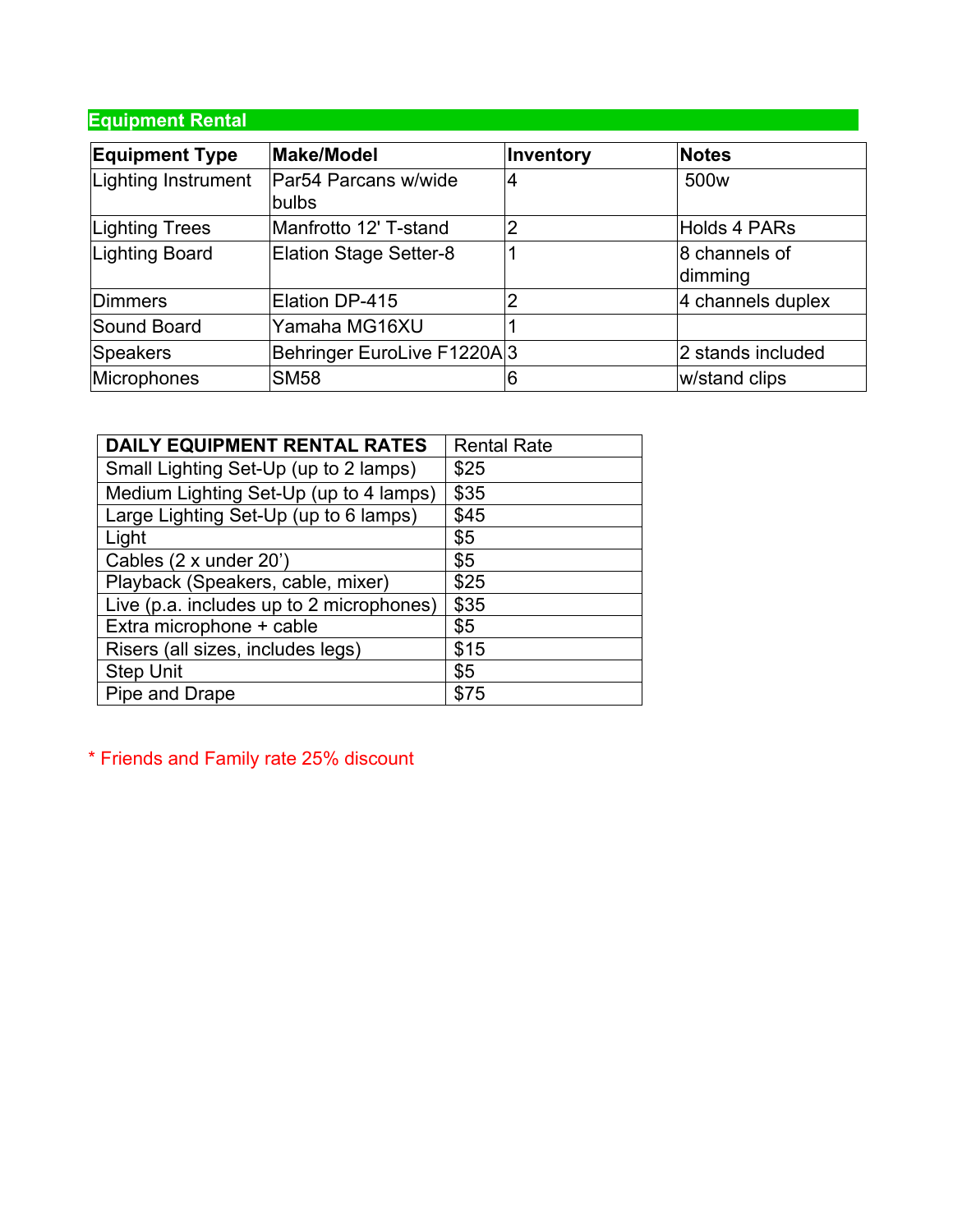## Equipment Rental

| Equipment Type | Make/Model | Inventory | Notes |
|---|---|---|---|
| Lighting Instrument | Par54 Parcans w/wide bulbs | 4 | 500w |
| Lighting Trees | Manfrotto 12' T-stand | 2 | Holds 4 PARs |
| Lighting Board | Elation Stage Setter-8 | 1 | 8 channels of dimming |
| Dimmers | Elation DP-415 | 2 | 4 channels duplex |
| Sound Board | Yamaha MG16XU | 1 | |
| Speakers | Behringer EuroLive F1220A | 3 | 2 stands included |
| Microphones | SM58 | 6 | w/stand clips |

| **DAILY EQUIPMENT RENTAL RATES** | Rental Rate |
|---|---|
| Small Lighting Set-Up (up to 2 lamps) | $25 |
| Medium Lighting Set-Up (up to 4 lamps) | $35 |
| Large Lighting Set-Up (up to 6 lamps) | $45 |
| Light | $5 |
| Cables (2 x under 20’) | $5 |
| Playback (Speakers, cable, mixer) | $25 |
| Live (p.a. includes up to 2 microphones) | $35 |
| Extra microphone + cable | $5 |
| Risers (all sizes, includes legs) | $15 |
| Step Unit | $5 |
| Pipe and Drape | $75 |

* Friends and Family rate 25% discount